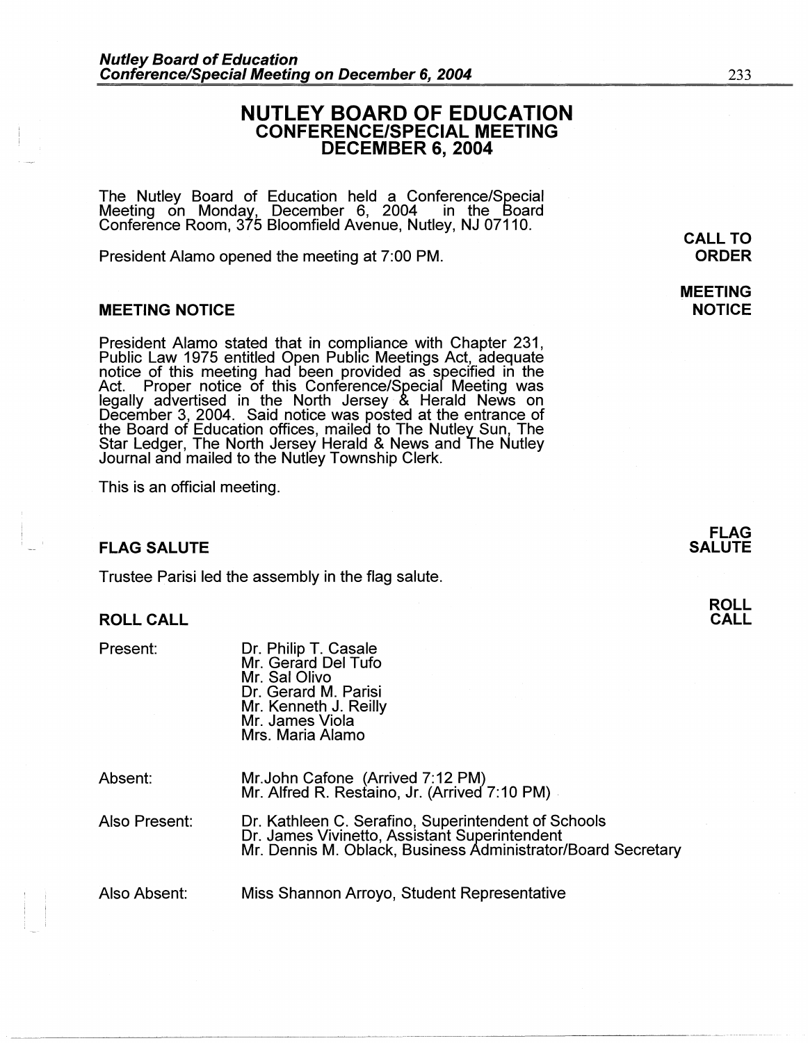# NUTLEY BOARD OF EDUCATION
## CONFERENCE/SPECIAL MEETING
## DECEMBER 6, 2004

The Nutley Board of Education held a Conference/Special Meeting on Monday, December 6, 2004 in the Board Conference Room, 375 Bloomfield Avenue, Nutley, NJ 07110.

**CALL TO ORDER**

President Alamo opened the meeting at 7:00 PM.

**MEETING NOTICE**

### MEETING NOTICE

President Alamo stated that in compliance with Chapter 231, Public Law 1975 entitled Open Public Meetings Act, adequate notice of this meeting had been provided as specified in the Act. Proper notice of this Conference/Special Meeting was legally advertised in the North Jersey & Herald News on December 3, 2004. Said notice was posted at the entrance of the Board of Education offices, mailed to The Nutley Sun, The Star Ledger, The North Jersey Herald & News and The Nutley Journal and mailed to the Nutley Township Clerk.

This is an official meeting.

**FLAG SALUTE**

### FLAG SALUTE

Trustee Parisi led the assembly in the flag salute.

**ROLL CALL**

### ROLL CALL

Present:
- Dr. Philip T. Casale
- Mr. Gerard Del Tufo
- Mr. Sal Olivo
- Dr. Gerard M. Parisi
- Mr. Kenneth J. Reilly
- Mr. James Viola
- Mrs. Maria Alamo

Absent:
- Mr.John Cafone (Arrived 7:12 PM)
- Mr. Alfred R. Restaino, Jr. (Arrived 7:10 PM)

Also Present:
- Dr. Kathleen C. Serafino, Superintendent of Schools
- Dr. James Vivinetto, Assistant Superintendent
- Mr. Dennis M. Oblack, Business Administrator/Board Secretary

Also Absent:
- Miss Shannon Arroyo, Student Representative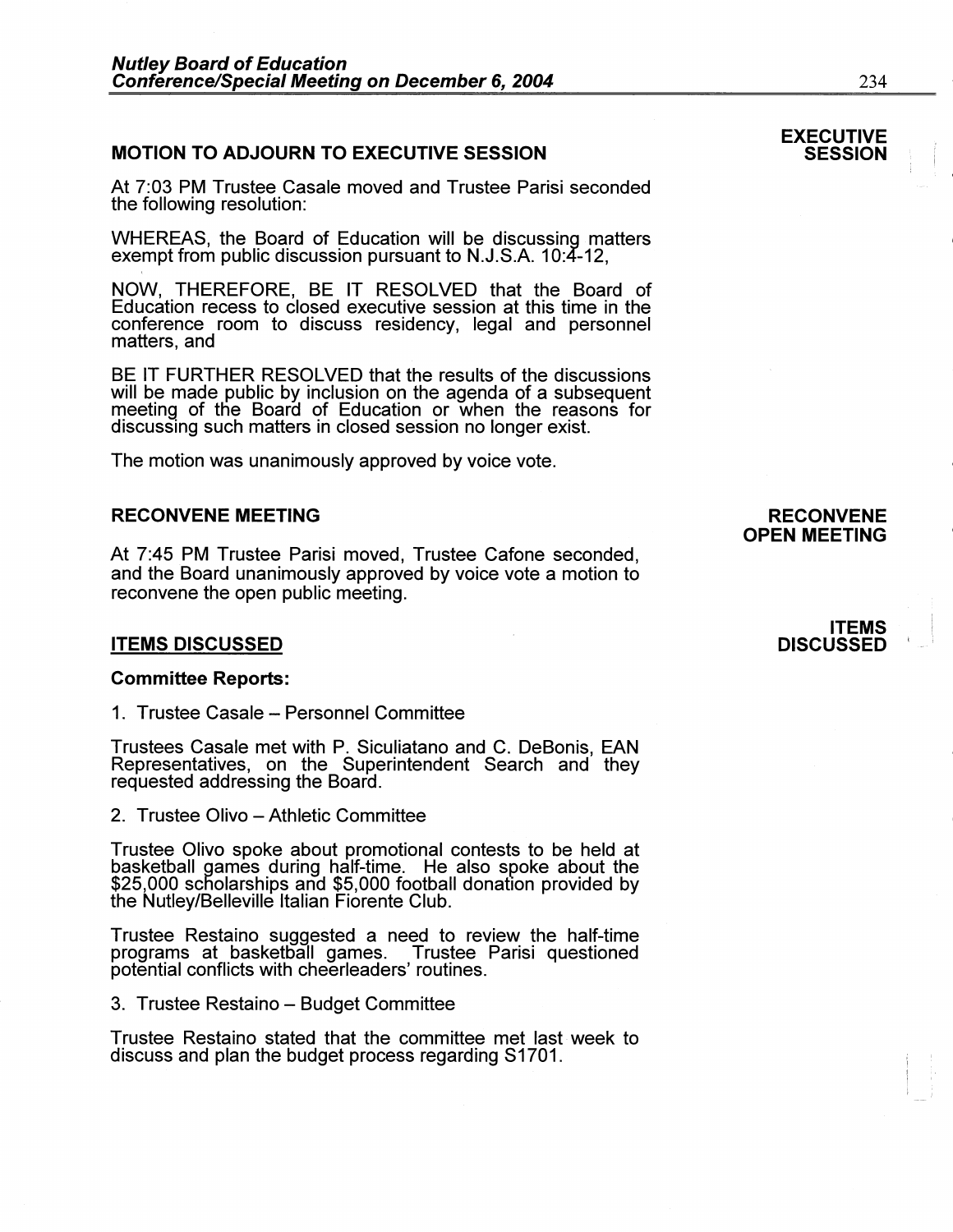## MOTION TO ADJOURN TO EXECUTIVE SESSION

**EXECUTIVE SESSION**

At 7:03 PM Trustee Casale moved and Trustee Parisi seconded the following resolution:

WHEREAS, the Board of Education will be discussing matters exempt from public discussion pursuant to N.J.S.A. 10:4-12,

NOW, THEREFORE, BE IT RESOLVED that the Board of Education recess to closed executive session at this time in the conference room to discuss residency, legal and personnel matters, and

BE IT FURTHER RESOLVED that the results of the discussions will be made public by inclusion on the agenda of a subsequent meeting of the Board of Education or when the reasons for discussing such matters in closed session no longer exist.

The motion was unanimously approved by voice vote.

## RECONVENE MEETING

**RECONVENE OPEN MEETING**

At 7:45 PM Trustee Parisi moved, Trustee Cafone seconded, and the Board unanimously approved by voice vote a motion to reconvene the open public meeting.

## ITEMS DISCUSSED

**ITEMS DISCUSSED**

**Committee Reports:**

1. Trustee Casale – Personnel Committee

Trustees Casale met with P. Siculiatano and C. DeBonis, EAN Representatives, on the Superintendent Search and they requested addressing the Board.

2. Trustee Olivo – Athletic Committee

Trustee Olivo spoke about promotional contests to be held at basketball games during half-time. He also spoke about the $25,000 scholarships and $5,000 football donation provided by the Nutley/Belleville Italian Fiorente Club.

Trustee Restaino suggested a need to review the half-time programs at basketball games. Trustee Parisi questioned potential conflicts with cheerleaders' routines.

3. Trustee Restaino – Budget Committee

Trustee Restaino stated that the committee met last week to discuss and plan the budget process regarding S1701.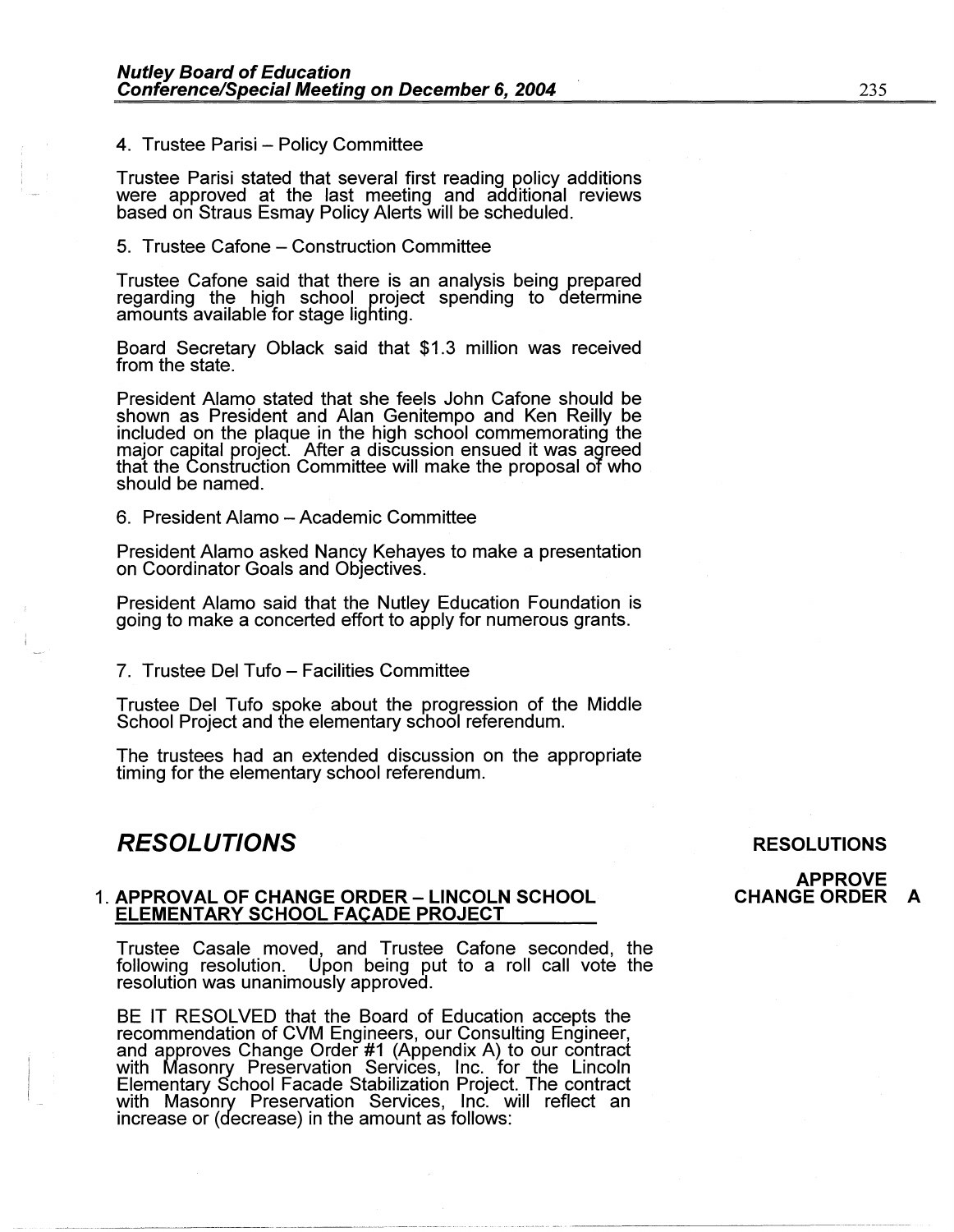4. Trustee Parisi – Policy Committee

Trustee Parisi stated that several first reading policy additions were approved at the last meeting and additional reviews based on Straus Esmay Policy Alerts will be scheduled.

5. Trustee Cafone – Construction Committee

Trustee Cafone said that there is an analysis being prepared regarding the high school project spending to determine amounts available for stage lighting.

Board Secretary Oblack said that $1.3 million was received from the state.

President Alamo stated that she feels John Cafone should be shown as President and Alan Genitempo and Ken Reilly be included on the plaque in the high school commemorating the major capital project. After a discussion ensued it was agreed that the Construction Committee will make the proposal of who should be named.

6. President Alamo – Academic Committee

President Alamo asked Nancy Kehayes to make a presentation on Coordinator Goals and Objectives.

President Alamo said that the Nutley Education Foundation is going to make a concerted effort to apply for numerous grants.

7. Trustee Del Tufo – Facilities Committee

Trustee Del Tufo spoke about the progression of the Middle School Project and the elementary school referendum.

The trustees had an extended discussion on the appropriate timing for the elementary school referendum.

## *RESOLUTIONS*

**RESOLUTIONS**

**APPROVE CHANGE ORDER A**

1. **APPROVAL OF CHANGE ORDER – LINCOLN SCHOOL ELEMENTARY SCHOOL FAÇADE PROJECT**

Trustee Casale moved, and Trustee Cafone seconded, the following resolution. Upon being put to a roll call vote the resolution was unanimously approved.

BE IT RESOLVED that the Board of Education accepts the recommendation of CVM Engineers, our Consulting Engineer, and approves Change Order #1 (Appendix A) to our contract with Masonry Preservation Services, Inc. for the Lincoln Elementary School Facade Stabilization Project. The contract with Masonry Preservation Services, Inc. will reflect an increase or (decrease) in the amount as follows: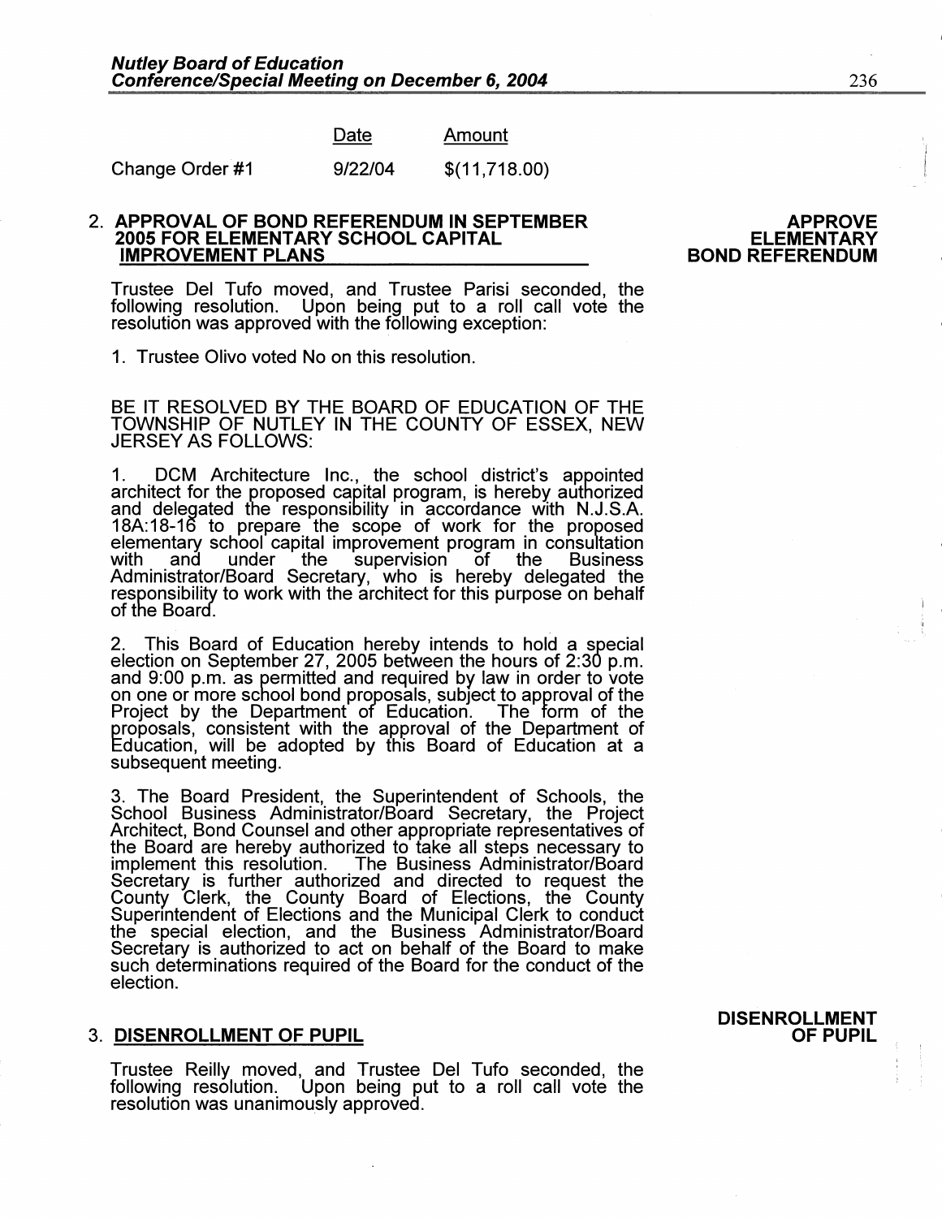| | Date | Amount |
|---|---|---|
| Change Order #1 | 9/22/04 | $(11,718.00) |

## 2. APPROVAL OF BOND REFERENDUM IN SEPTEMBER 2005 FOR ELEMENTARY SCHOOL CAPITAL IMPROVEMENT PLANS

**APPROVE ELEMENTARY BOND REFERENDUM**

Trustee Del Tufo moved, and Trustee Parisi seconded, the following resolution. Upon being put to a roll call vote the resolution was approved with the following exception:

1. Trustee Olivo voted No on this resolution.

BE IT RESOLVED BY THE BOARD OF EDUCATION OF THE TOWNSHIP OF NUTLEY IN THE COUNTY OF ESSEX, NEW JERSEY AS FOLLOWS:

1. DCM Architecture Inc., the school district's appointed architect for the proposed capital program, is hereby authorized and delegated the responsibility in accordance with N.J.S.A. 18A:18-16 to prepare the scope of work for the proposed elementary school capital improvement program in consultation with and under the supervision of the Business Administrator/Board Secretary, who is hereby delegated the responsibility to work with the architect for this purpose on behalf of the Board.

2. This Board of Education hereby intends to hold a special election on September 27, 2005 between the hours of 2:30 p.m. and 9:00 p.m. as permitted and required by law in order to vote on one or more school bond proposals, subject to approval of the Project by the Department of Education. The form of the proposals, consistent with the approval of the Department of Education, will be adopted by this Board of Education at a subsequent meeting.

3. The Board President, the Superintendent of Schools, the School Business Administrator/Board Secretary, the Project Architect, Bond Counsel and other appropriate representatives of the Board are hereby authorized to take all steps necessary to implement this resolution. The Business Administrator/Board Secretary is further authorized and directed to request the County Clerk, the County Board of Elections, the County Superintendent of Elections and the Municipal Clerk to conduct the special election, and the Business Administrator/Board Secretary is authorized to act on behalf of the Board to make such determinations required of the Board for the conduct of the election.

## 3. DISENROLLMENT OF PUPIL

**DISENROLLMENT OF PUPIL**

Trustee Reilly moved, and Trustee Del Tufo seconded, the following resolution. Upon being put to a roll call vote the resolution was unanimously approved.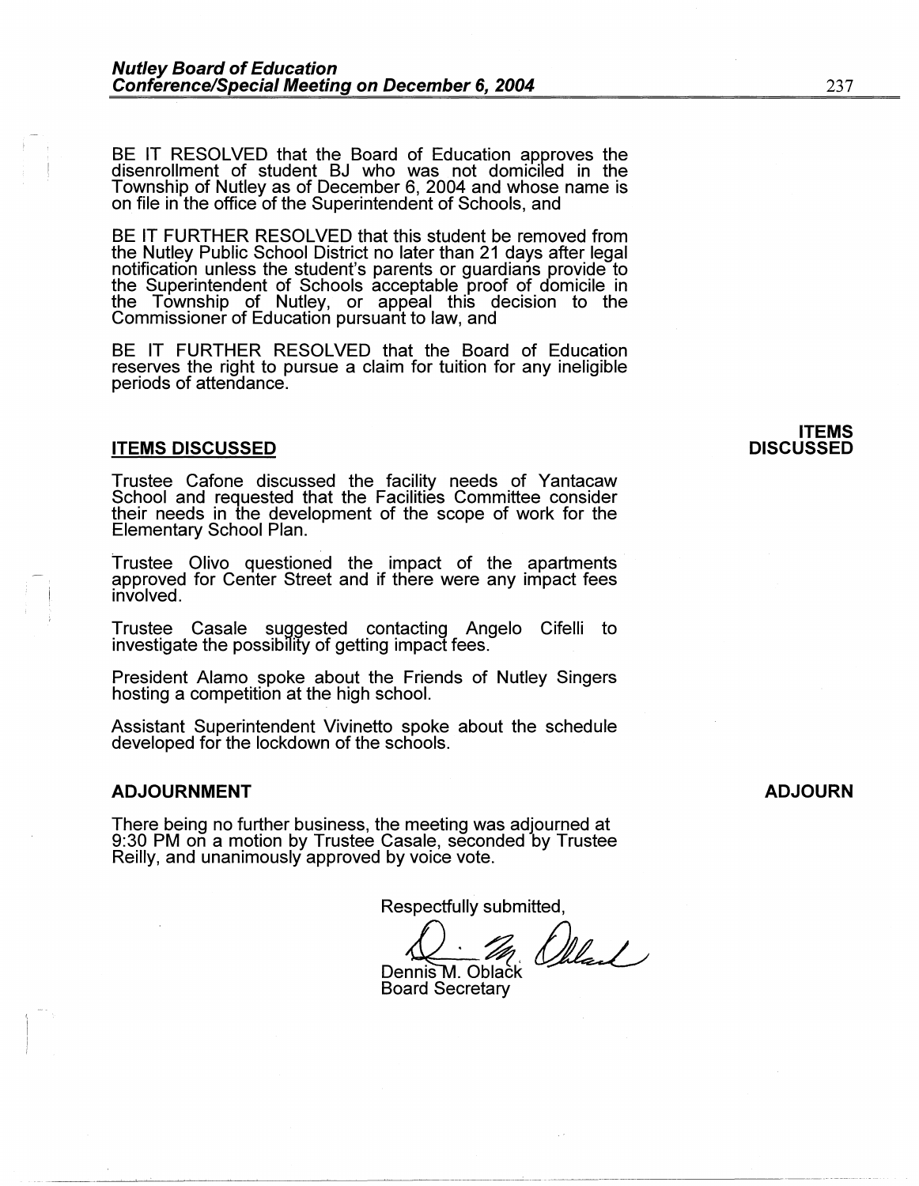BE IT RESOLVED that the Board of Education approves the disenrollment of student BJ who was not domiciled in the Township of Nutley as of December 6, 2004 and whose name is on file in the office of the Superintendent of Schools, and

BE IT FURTHER RESOLVED that this student be removed from the Nutley Public School District no later than 21 days after legal notification unless the student's parents or guardians provide to the Superintendent of Schools acceptable proof of domicile in the Township of Nutley, or appeal this decision to the Commissioner of Education pursuant to law, and

BE IT FURTHER RESOLVED that the Board of Education reserves the right to pursue a claim for tuition for any ineligible periods of attendance.

## ITEMS DISCUSSED

Trustee Cafone discussed the facility needs of Yantacaw School and requested that the Facilities Committee consider their needs in the development of the scope of work for the Elementary School Plan.

Trustee Olivo questioned the impact of the apartments approved for Center Street and if there were any impact fees involved.

Trustee Casale suggested contacting Angelo Cifelli to investigate the possibility of getting impact fees.

President Alamo spoke about the Friends of Nutley Singers hosting a competition at the high school.

Assistant Superintendent Vivinetto spoke about the schedule developed for the lockdown of the schools.

## ADJOURNMENT

There being no further business, the meeting was adjourned at 9:30 PM on a motion by Trustee Casale, seconded by Trustee Reilly, and unanimously approved by voice vote.

Respectfully submitted,

Dennis M. Oblack
Board Secretary